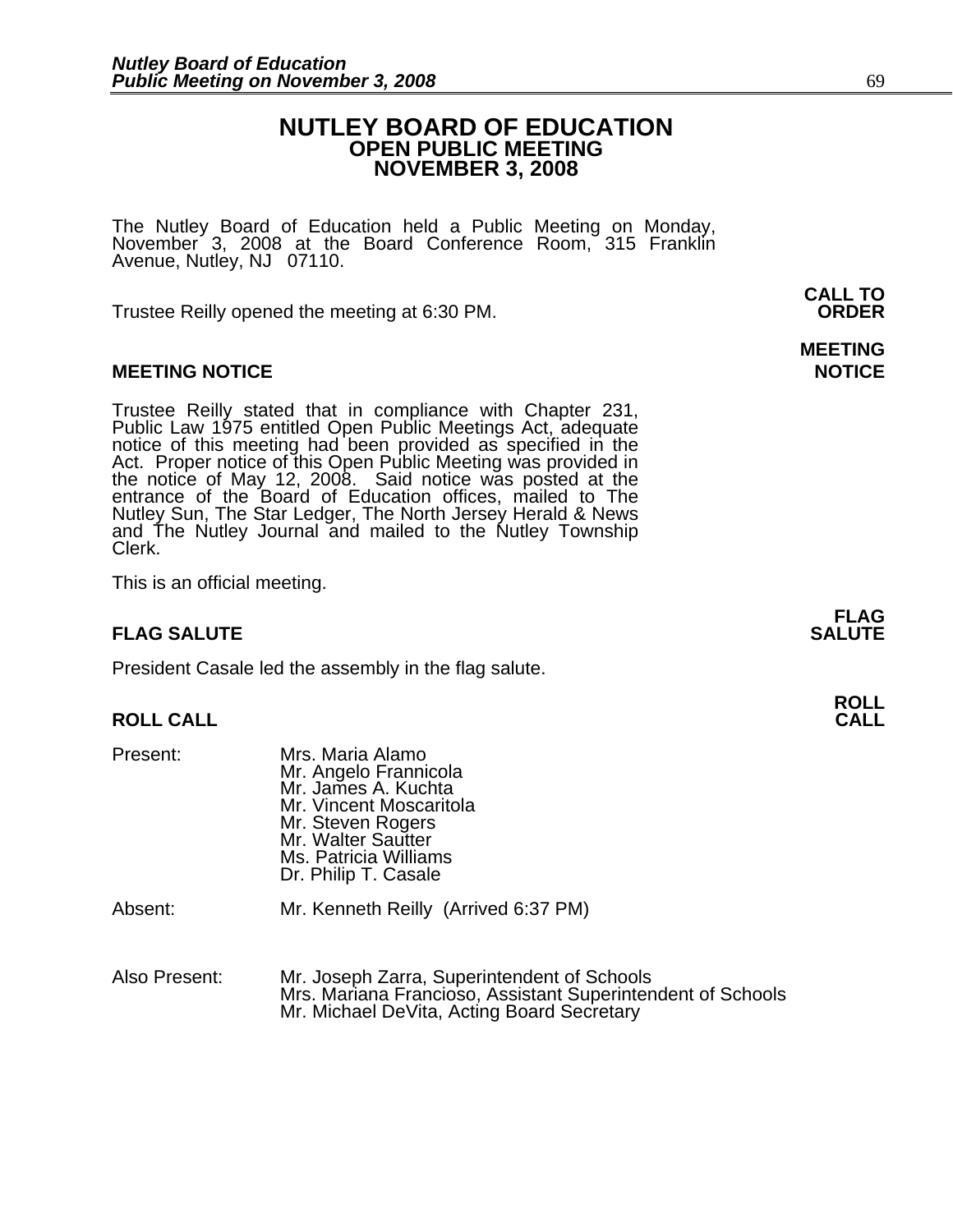# NUTLEY BOARD OF EDUCATION
## OPEN PUBLIC MEETING
## NOVEMBER 3, 2008

The Nutley Board of Education held a Public Meeting on Monday, November 3, 2008 at the Board Conference Room, 315 Franklin Avenue, Nutley, NJ 07110.

**CALL TO ORDER**

Trustee Reilly opened the meeting at 6:30 PM.

**MEETING NOTICE**

Trustee Reilly stated that in compliance with Chapter 231, Public Law 1975 entitled Open Public Meetings Act, adequate notice of this meeting had been provided as specified in the Act. Proper notice of this Open Public Meeting was provided in the notice of May 12, 2008. Said notice was posted at the entrance of the Board of Education offices, mailed to The Nutley Sun, The Star Ledger, The North Jersey Herald & News and The Nutley Journal and mailed to the Nutley Township Clerk.

This is an official meeting.

**FLAG SALUTE**

President Casale led the assembly in the flag salute.

**ROLL CALL**

Present:
- Mrs. Maria Alamo
- Mr. Angelo Frannicola
- Mr. James A. Kuchta
- Mr. Vincent Moscaritola
- Mr. Steven Rogers
- Mr. Walter Sautter
- Ms. Patricia Williams
- Dr. Philip T. Casale

Absent: Mr. Kenneth Reilly (Arrived 6:37 PM)

Also Present:
- Mr. Joseph Zarra, Superintendent of Schools
- Mrs. Mariana Francioso, Assistant Superintendent of Schools
- Mr. Michael DeVita, Acting Board Secretary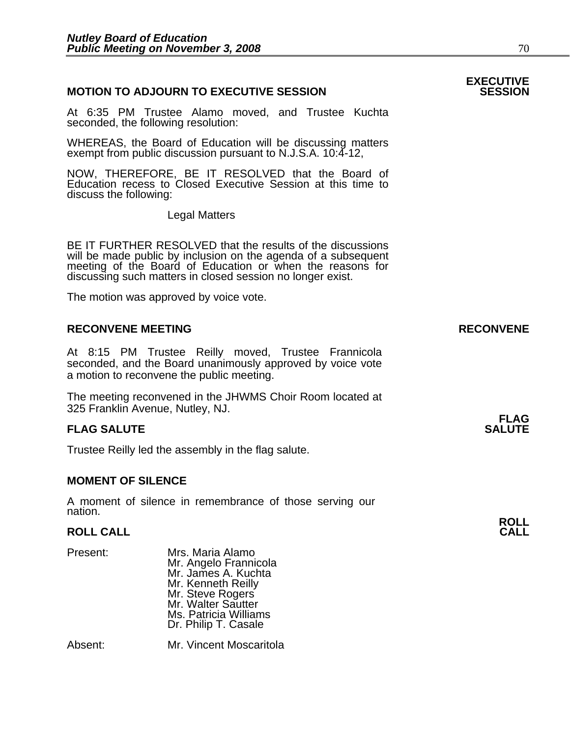## MOTION TO ADJOURN TO EXECUTIVE SESSION

**EXECUTIVE SESSION**

At 6:35 PM Trustee Alamo moved, and Trustee Kuchta seconded, the following resolution:

WHEREAS, the Board of Education will be discussing matters exempt from public discussion pursuant to N.J.S.A. 10:4-12,

NOW, THEREFORE, BE IT RESOLVED that the Board of Education recess to Closed Executive Session at this time to discuss the following:

Legal Matters

BE IT FURTHER RESOLVED that the results of the discussions will be made public by inclusion on the agenda of a subsequent meeting of the Board of Education or when the reasons for discussing such matters in closed session no longer exist.

The motion was approved by voice vote.

## RECONVENE MEETING

**RECONVENE**

At 8:15 PM Trustee Reilly moved, Trustee Frannicola seconded, and the Board unanimously approved by voice vote a motion to reconvene the public meeting.

The meeting reconvened in the JHWMS Choir Room located at 325 Franklin Avenue, Nutley, NJ.

## FLAG SALUTE

**FLAG SALUTE**

Trustee Reilly led the assembly in the flag salute.

## MOMENT OF SILENCE

A moment of silence in remembrance of those serving our nation.

## ROLL CALL

**ROLL CALL**

Present:
- Mrs. Maria Alamo
- Mr. Angelo Frannicola
- Mr. James A. Kuchta
- Mr. Kenneth Reilly
- Mr. Steve Rogers
- Mr. Walter Sautter
- Ms. Patricia Williams
- Dr. Philip T. Casale

Absent:
- Mr. Vincent Moscaritola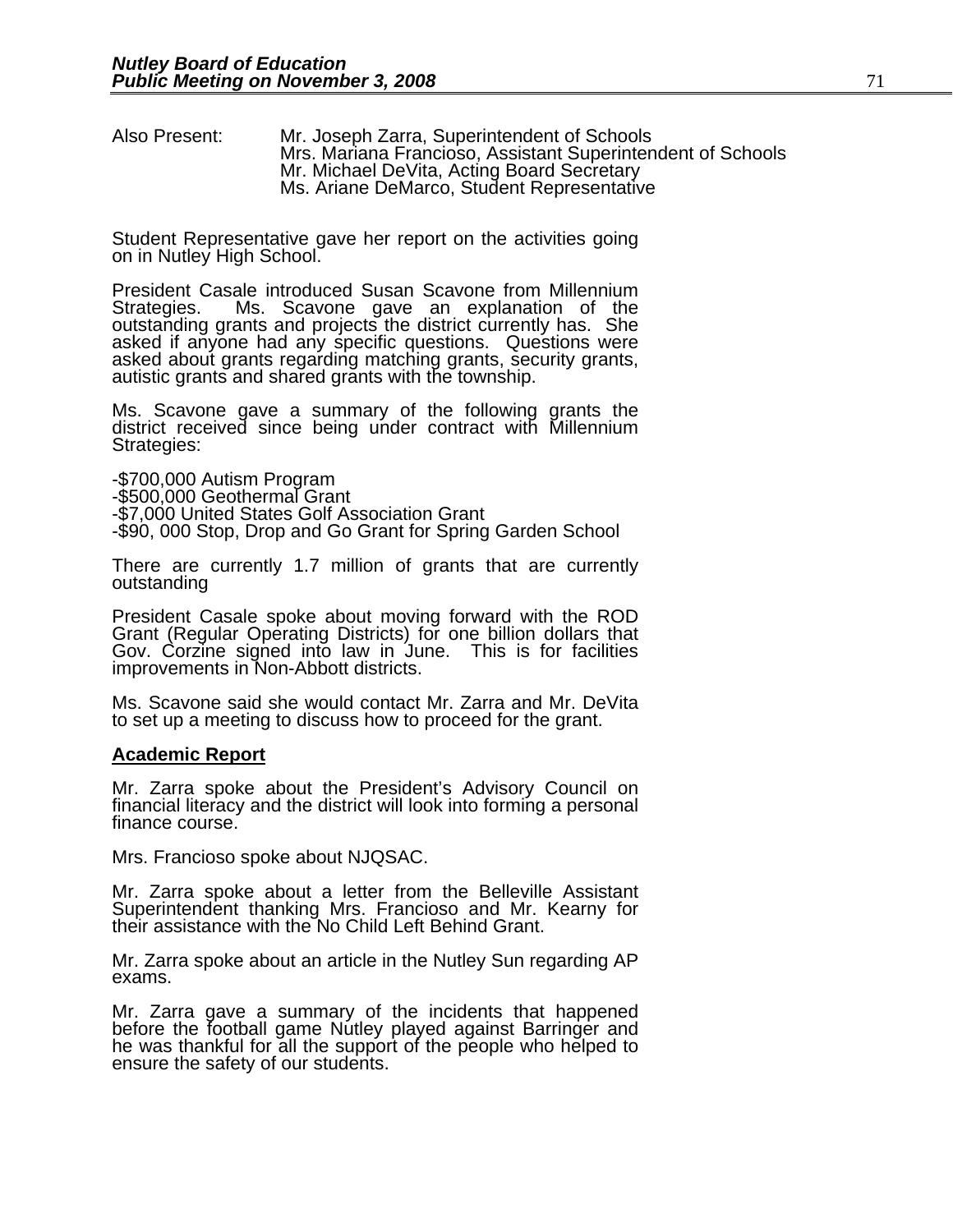Also Present: Mr. Joseph Zarra, Superintendent of Schools
Mrs. Mariana Francioso, Assistant Superintendent of Schools
Mr. Michael DeVita, Acting Board Secretary
Ms. Ariane DeMarco, Student Representative

Student Representative gave her report on the activities going on in Nutley High School.

President Casale introduced Susan Scavone from Millennium Strategies. Ms. Scavone gave an explanation of the outstanding grants and projects the district currently has. She asked if anyone had any specific questions. Questions were asked about grants regarding matching grants, security grants, autistic grants and shared grants with the township.

Ms. Scavone gave a summary of the following grants the district received since being under contract with Millennium Strategies:

-$700,000 Autism Program
-$500,000 Geothermal Grant
-$7,000 United States Golf Association Grant
-$90, 000 Stop, Drop and Go Grant for Spring Garden School

There are currently 1.7 million of grants that are currently outstanding

President Casale spoke about moving forward with the ROD Grant (Regular Operating Districts) for one billion dollars that Gov. Corzine signed into law in June. This is for facilities improvements in Non-Abbott districts.

Ms. Scavone said she would contact Mr. Zarra and Mr. DeVita to set up a meeting to discuss how to proceed for the grant.

**Academic Report**

Mr. Zarra spoke about the President's Advisory Council on financial literacy and the district will look into forming a personal finance course.

Mrs. Francioso spoke about NJQSAC.

Mr. Zarra spoke about a letter from the Belleville Assistant Superintendent thanking Mrs. Francioso and Mr. Kearny for their assistance with the No Child Left Behind Grant.

Mr. Zarra spoke about an article in the Nutley Sun regarding AP exams.

Mr. Zarra gave a summary of the incidents that happened before the football game Nutley played against Barringer and he was thankful for all the support of the people who helped to ensure the safety of our students.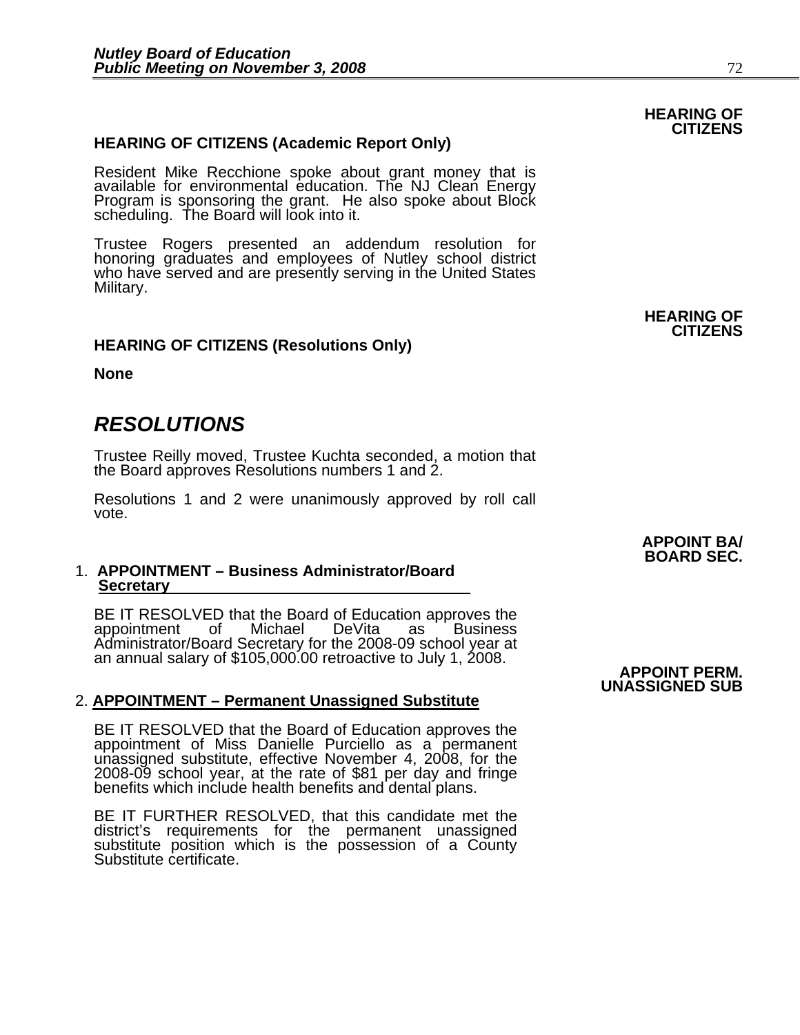**HEARING OF CITIZENS**

### HEARING OF CITIZENS (Academic Report Only)

Resident Mike Recchione spoke about grant money that is available for environmental education. The NJ Clean Energy Program is sponsoring the grant. He also spoke about Block scheduling. The Board will look into it.

Trustee Rogers presented an addendum resolution for honoring graduates and employees of Nutley school district who have served and are presently serving in the United States Military.

**HEARING OF CITIZENS**

### HEARING OF CITIZENS (Resolutions Only)

**None**

## *RESOLUTIONS*

Trustee Reilly moved, Trustee Kuchta seconded, a motion that the Board approves Resolutions numbers 1 and 2.

Resolutions 1 and 2 were unanimously approved by roll call vote.

**APPOINT BA/ BOARD SEC.**

1. **APPOINTMENT – Business Administrator/Board Secretary**

BE IT RESOLVED that the Board of Education approves the appointment of Michael DeVita as Business Administrator/Board Secretary for the 2008-09 school year at an annual salary of $105,000.00 retroactive to July 1, 2008.

**APPOINT PERM. UNASSIGNED SUB**

2. **APPOINTMENT – Permanent Unassigned Substitute**

BE IT RESOLVED that the Board of Education approves the appointment of Miss Danielle Purciello as a permanent unassigned substitute, effective November 4, 2008, for the 2008-09 school year, at the rate of $81 per day and fringe benefits which include health benefits and dental plans.

BE IT FURTHER RESOLVED, that this candidate met the district's requirements for the permanent unassigned substitute position which is the possession of a County Substitute certificate.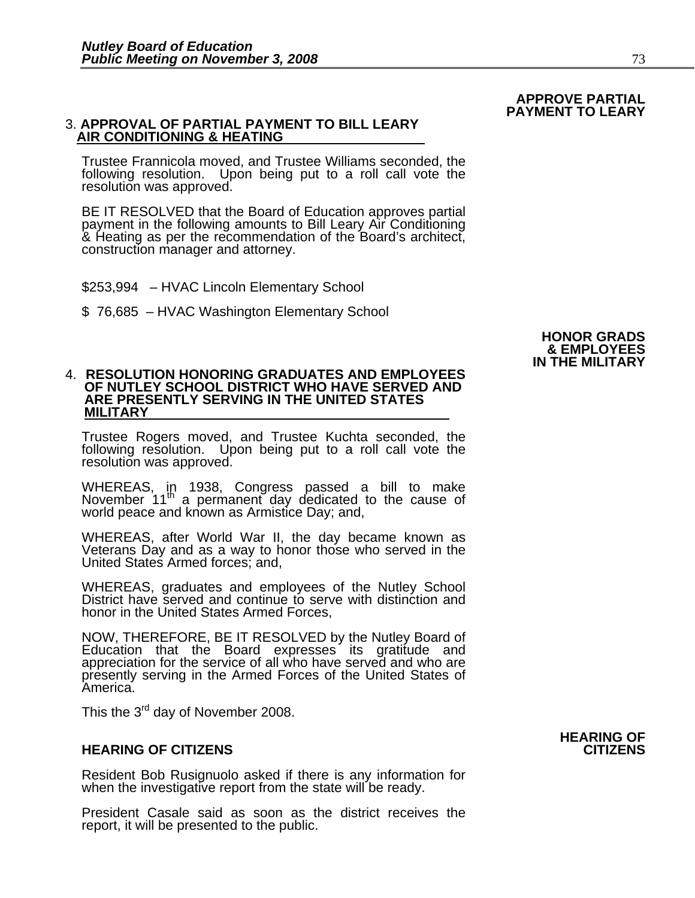**APPROVE PARTIAL PAYMENT TO LEARY**

3. **APPROVAL OF PARTIAL PAYMENT TO BILL LEARY AIR CONDITIONING & HEATING**

Trustee Frannicola moved, and Trustee Williams seconded, the following resolution. Upon being put to a roll call vote the resolution was approved.

BE IT RESOLVED that the Board of Education approves partial payment in the following amounts to Bill Leary Air Conditioning & Heating as per the recommendation of the Board's architect, construction manager and attorney.

\$253,994 – HVAC Lincoln Elementary School

\$ 76,685 – HVAC Washington Elementary School

**HONOR GRADS & EMPLOYEES IN THE MILITARY**

4. **RESOLUTION HONORING GRADUATES AND EMPLOYEES OF NUTLEY SCHOOL DISTRICT WHO HAVE SERVED AND ARE PRESENTLY SERVING IN THE UNITED STATES MILITARY**

Trustee Rogers moved, and Trustee Kuchta seconded, the following resolution. Upon being put to a roll call vote the resolution was approved.

WHEREAS, in 1938, Congress passed a bill to make November 11th a permanent day dedicated to the cause of world peace and known as Armistice Day; and,

WHEREAS, after World War II, the day became known as Veterans Day and as a way to honor those who served in the United States Armed forces; and,

WHEREAS, graduates and employees of the Nutley School District have served and continue to serve with distinction and honor in the United States Armed Forces,

NOW, THEREFORE, BE IT RESOLVED by the Nutley Board of Education that the Board expresses its gratitude and appreciation for the service of all who have served and who are presently serving in the Armed Forces of the United States of America.

This the 3rd day of November 2008.

**HEARING OF CITIZENS**

**HEARING OF CITIZENS**

Resident Bob Rusignuolo asked if there is any information for when the investigative report from the state will be ready.

President Casale said as soon as the district receives the report, it will be presented to the public.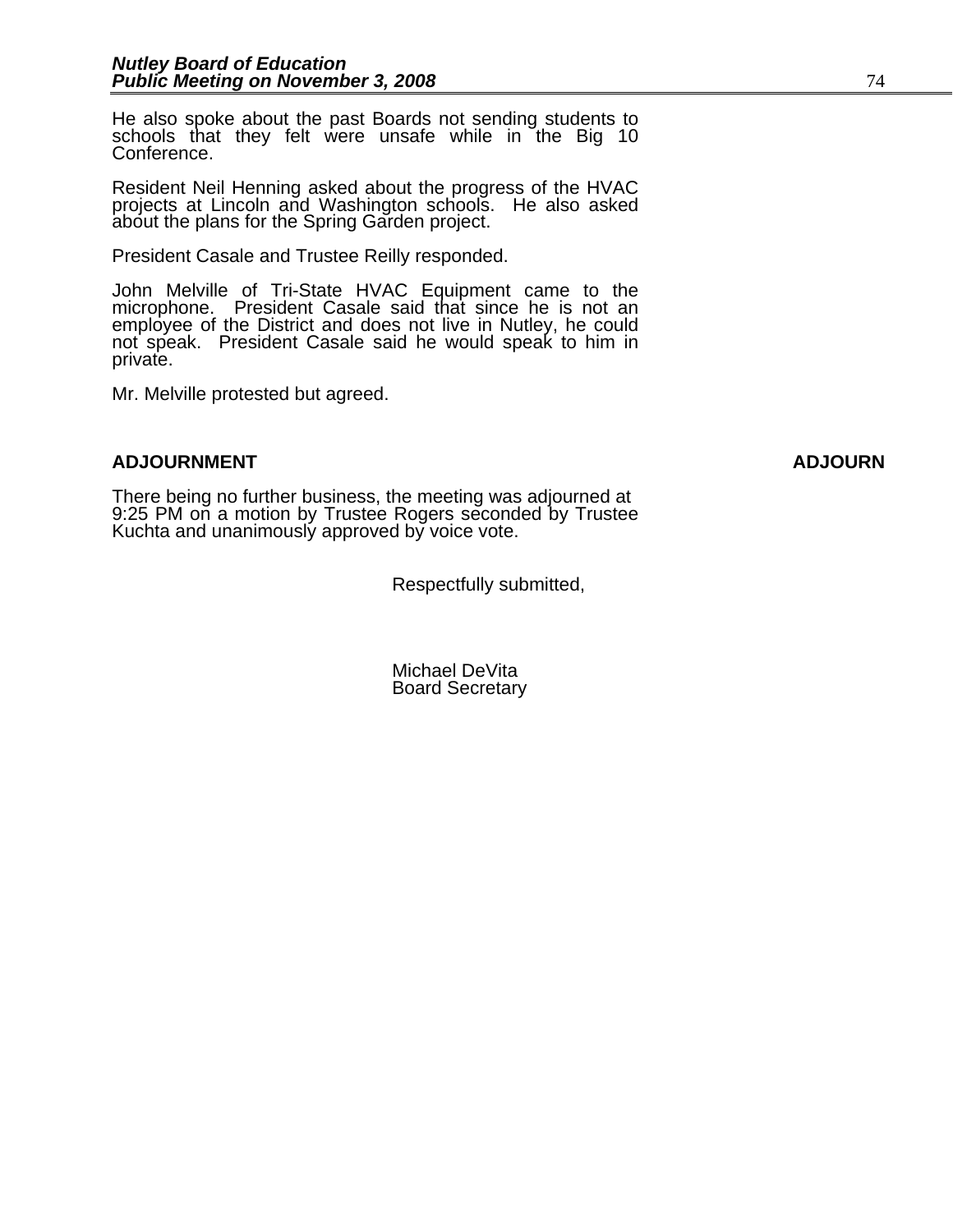He also spoke about the past Boards not sending students to schools that they felt were unsafe while in the Big 10 Conference.

Resident Neil Henning asked about the progress of the HVAC projects at Lincoln and Washington schools. He also asked about the plans for the Spring Garden project.

President Casale and Trustee Reilly responded.

John Melville of Tri-State HVAC Equipment came to the microphone. President Casale said that since he is not an employee of the District and does not live in Nutley, he could not speak. President Casale said he would speak to him in private.

Mr. Melville protested but agreed.

**ADJOURNMENT** **ADJOURN**

There being no further business, the meeting was adjourned at 9:25 PM on a motion by Trustee Rogers seconded by Trustee Kuchta and unanimously approved by voice vote.

Respectfully submitted,

Michael DeVita
Board Secretary